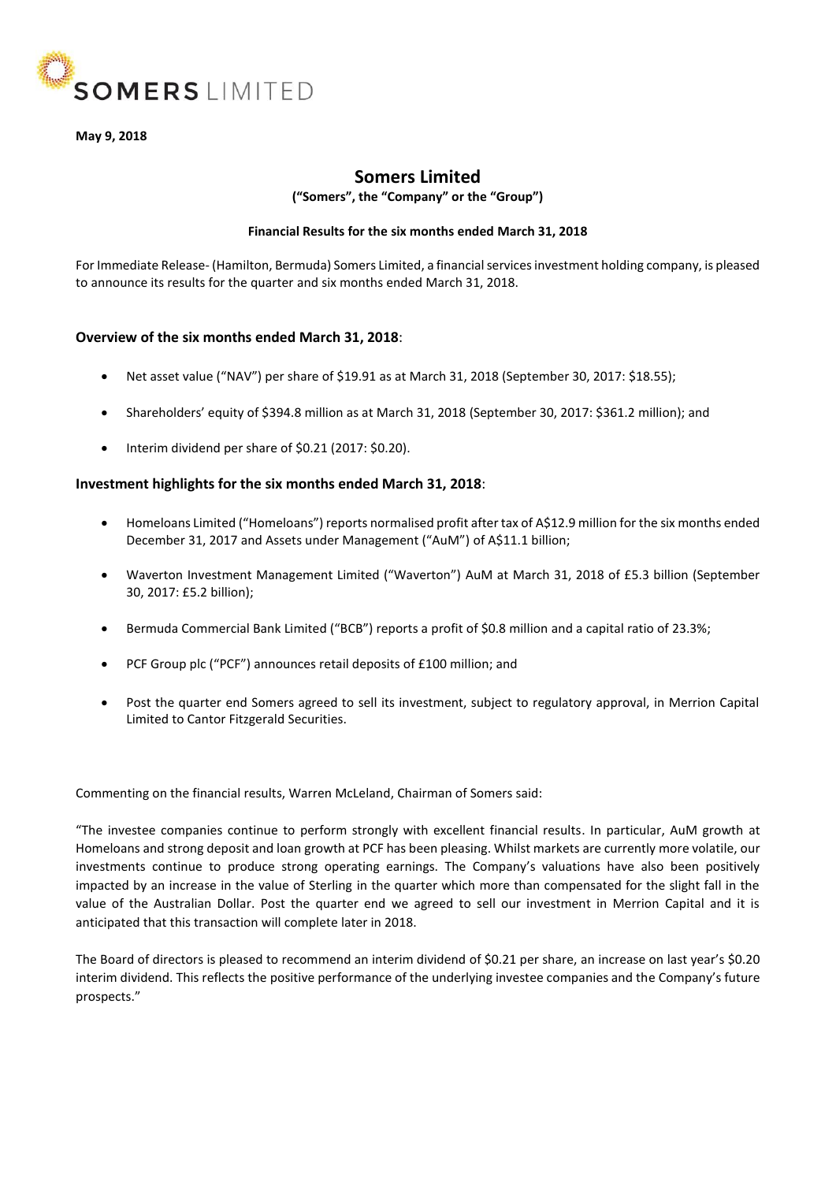**May 9, 2018**

# Somers Limited

**("Somers", the "Company" or the "Group")**

**Financial Results for the six months ended March 31, 2018**

For Immediate Release- (Hamilton, Bermuda) Somers Limited, a financial services investment holding company, is pleased to announce its results for the quarter and six months ended March 31, 2018.

## Overview of the six months ended March 31, 2018:

- Net asset value ("NAV") per share of $19.91 as at March 31, 2018 (September 30, 2017: $18.55);
- Shareholders' equity of $394.8 million as at March 31, 2018 (September 30, 2017: $361.2 million); and
- Interim dividend per share of $0.21 (2017: $0.20).

## Investment highlights for the six months ended March 31, 2018:

- Homeloans Limited ("Homeloans") reports normalised profit after tax of A$12.9 million for the six months ended December 31, 2017 and Assets under Management ("AuM") of A$11.1 billion;
- Waverton Investment Management Limited ("Waverton") AuM at March 31, 2018 of £5.3 billion (September 30, 2017: £5.2 billion);
- Bermuda Commercial Bank Limited ("BCB") reports a profit of $0.8 million and a capital ratio of 23.3%;
- PCF Group plc ("PCF") announces retail deposits of £100 million; and
- Post the quarter end Somers agreed to sell its investment, subject to regulatory approval, in Merrion Capital Limited to Cantor Fitzgerald Securities.

Commenting on the financial results, Warren McLeland, Chairman of Somers said:

"The investee companies continue to perform strongly with excellent financial results. In particular, AuM growth at Homeloans and strong deposit and loan growth at PCF has been pleasing. Whilst markets are currently more volatile, our investments continue to produce strong operating earnings. The Company's valuations have also been positively impacted by an increase in the value of Sterling in the quarter which more than compensated for the slight fall in the value of the Australian Dollar. Post the quarter end we agreed to sell our investment in Merrion Capital and it is anticipated that this transaction will complete later in 2018.

The Board of directors is pleased to recommend an interim dividend of $0.21 per share, an increase on last year's $0.20 interim dividend. This reflects the positive performance of the underlying investee companies and the Company's future prospects."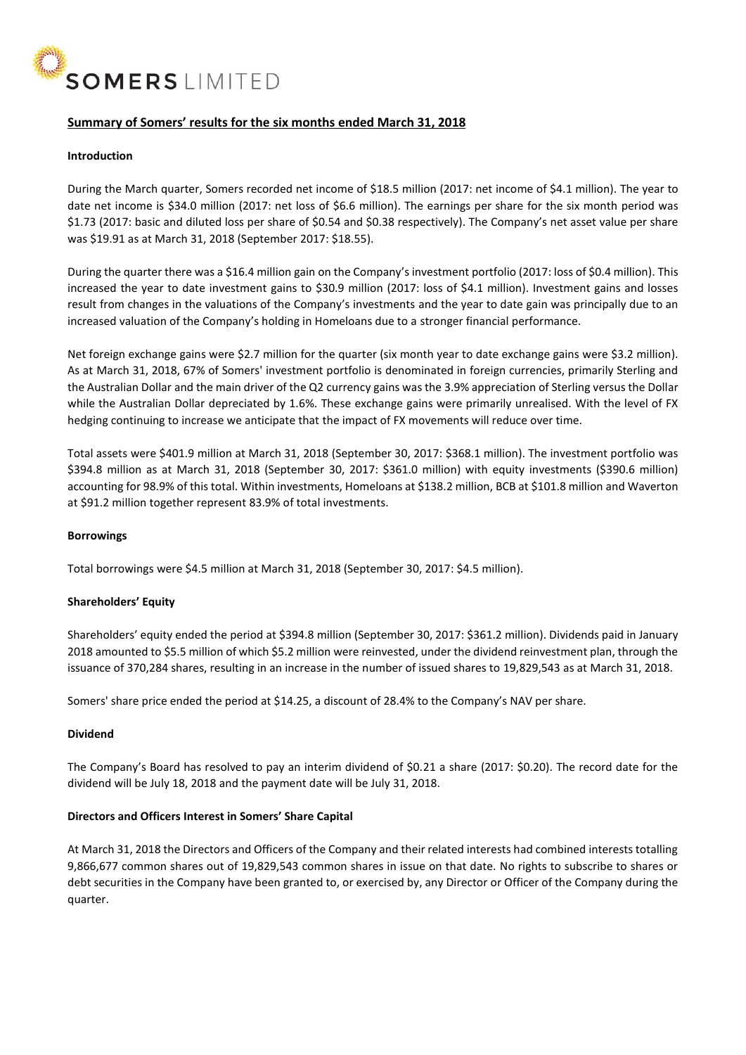# SOMERS LIMITED

## Summary of Somers' results for the six months ended March 31, 2018

### Introduction

During the March quarter, Somers recorded net income of $18.5 million (2017: net income of $4.1 million). The year to date net income is $34.0 million (2017: net loss of $6.6 million). The earnings per share for the six month period was $1.73 (2017: basic and diluted loss per share of $0.54 and $0.38 respectively). The Company's net asset value per share was $19.91 as at March 31, 2018 (September 2017: $18.55).

During the quarter there was a $16.4 million gain on the Company's investment portfolio (2017: loss of $0.4 million). This increased the year to date investment gains to $30.9 million (2017: loss of $4.1 million). Investment gains and losses result from changes in the valuations of the Company's investments and the year to date gain was principally due to an increased valuation of the Company's holding in Homeloans due to a stronger financial performance.

Net foreign exchange gains were $2.7 million for the quarter (six month year to date exchange gains were $3.2 million). As at March 31, 2018, 67% of Somers' investment portfolio is denominated in foreign currencies, primarily Sterling and the Australian Dollar and the main driver of the Q2 currency gains was the 3.9% appreciation of Sterling versus the Dollar while the Australian Dollar depreciated by 1.6%. These exchange gains were primarily unrealised. With the level of FX hedging continuing to increase we anticipate that the impact of FX movements will reduce over time.

Total assets were $401.9 million at March 31, 2018 (September 30, 2017: $368.1 million). The investment portfolio was $394.8 million as at March 31, 2018 (September 30, 2017: $361.0 million) with equity investments ($390.6 million) accounting for 98.9% of this total. Within investments, Homeloans at $138.2 million, BCB at $101.8 million and Waverton at $91.2 million together represent 83.9% of total investments.

### Borrowings

Total borrowings were $4.5 million at March 31, 2018 (September 30, 2017: $4.5 million).

### Shareholders' Equity

Shareholders' equity ended the period at $394.8 million (September 30, 2017: $361.2 million). Dividends paid in January 2018 amounted to $5.5 million of which $5.2 million were reinvested, under the dividend reinvestment plan, through the issuance of 370,284 shares, resulting in an increase in the number of issued shares to 19,829,543 as at March 31, 2018.

Somers' share price ended the period at $14.25, a discount of 28.4% to the Company's NAV per share.

### Dividend

The Company's Board has resolved to pay an interim dividend of $0.21 a share (2017: $0.20). The record date for the dividend will be July 18, 2018 and the payment date will be July 31, 2018.

### Directors and Officers Interest in Somers' Share Capital

At March 31, 2018 the Directors and Officers of the Company and their related interests had combined interests totalling 9,866,677 common shares out of 19,829,543 common shares in issue on that date. No rights to subscribe to shares or debt securities in the Company have been granted to, or exercised by, any Director or Officer of the Company during the quarter.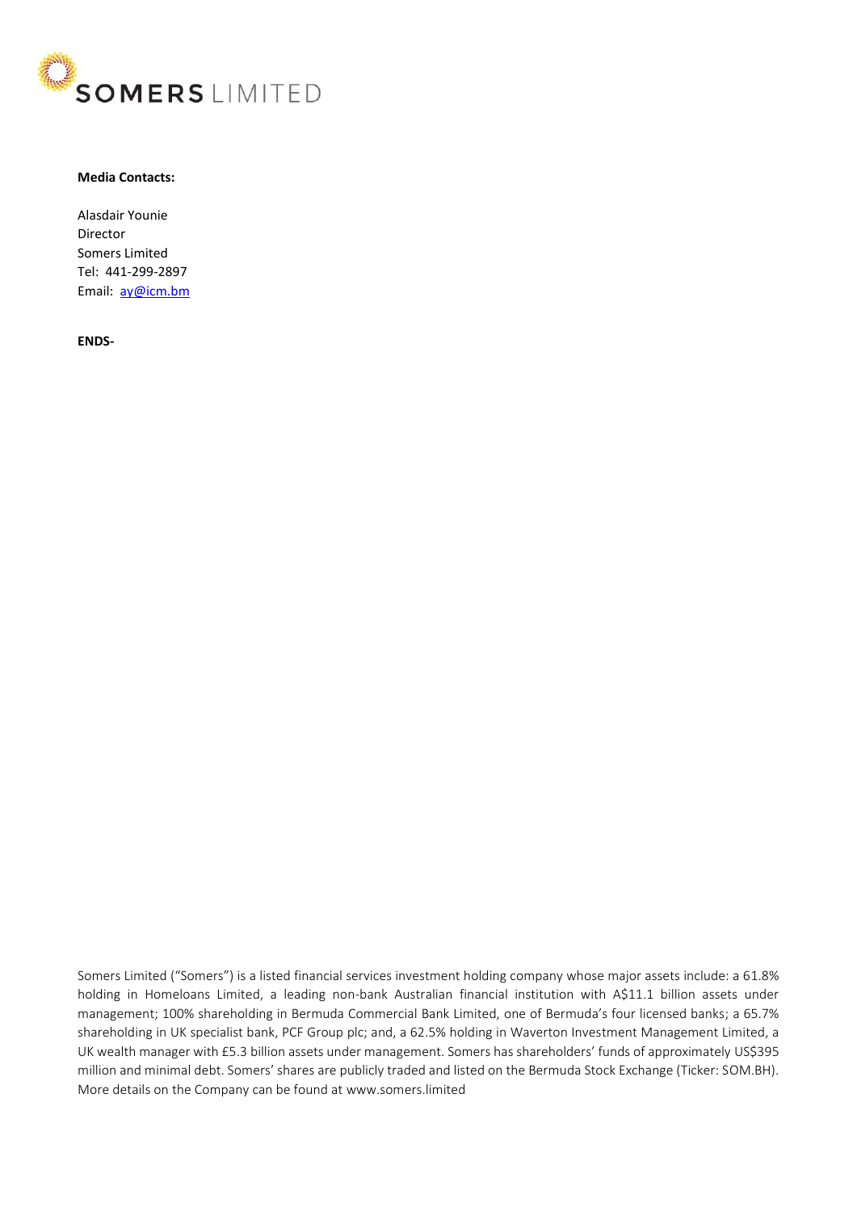**Media Contacts:**

Alasdair Younie
Director
Somers Limited
Tel: 441-299-2897
Email: ay@icm.bm

**ENDS-**

Somers Limited ("Somers") is a listed financial services investment holding company whose major assets include: a 61.8% holding in Homeloans Limited, a leading non-bank Australian financial institution with A$11.1 billion assets under management; 100% shareholding in Bermuda Commercial Bank Limited, one of Bermuda's four licensed banks; a 65.7% shareholding in UK specialist bank, PCF Group plc; and, a 62.5% holding in Waverton Investment Management Limited, a UK wealth manager with £5.3 billion assets under management. Somers has shareholders' funds of approximately US$395 million and minimal debt. Somers' shares are publicly traded and listed on the Bermuda Stock Exchange (Ticker: SOM.BH). More details on the Company can be found at www.somers.limited